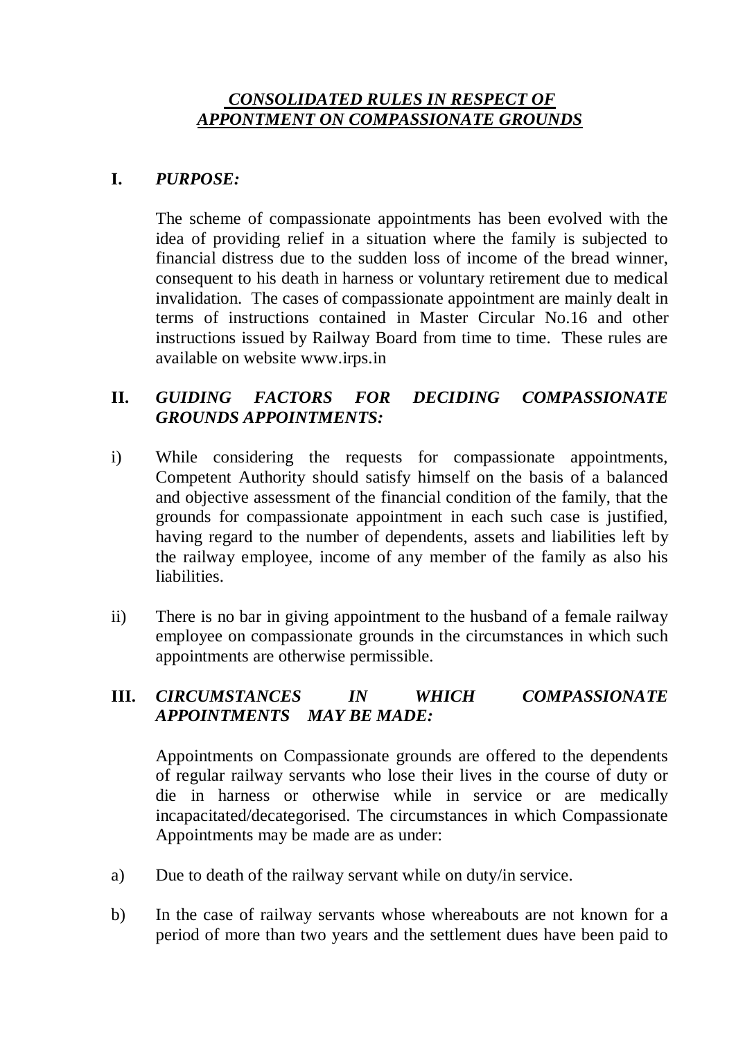# *CONSOLIDATED RULES IN RESPECT OF APPONTMENT ON COMPASSIONATE GROUNDS*

## I. *PURPOSE:*

The scheme of compassionate appointments has been evolved with the idea of providing relief in a situation where the family is subjected to financial distress due to the sudden loss of income of the bread winner, consequent to his death in harness or voluntary retirement due to medical invalidation. The cases of compassionate appointment are mainly dealt in terms of instructions contained in Master Circular No.16 and other instructions issued by Railway Board from time to time. These rules are available on website www.irps.in

## II. *GUIDING FACTORS FOR DECIDING COMPASSIONATE GROUNDS APPOINTMENTS:*

i) While considering the requests for compassionate appointments, Competent Authority should satisfy himself on the basis of a balanced and objective assessment of the financial condition of the family, that the grounds for compassionate appointment in each such case is justified, having regard to the number of dependents, assets and liabilities left by the railway employee, income of any member of the family as also his liabilities.

ii) There is no bar in giving appointment to the husband of a female railway employee on compassionate grounds in the circumstances in which such appointments are otherwise permissible.

## III. *CIRCUMSTANCES IN WHICH COMPASSIONATE APPOINTMENTS MAY BE MADE:*

Appointments on Compassionate grounds are offered to the dependents of regular railway servants who lose their lives in the course of duty or die in harness or otherwise while in service or are medically incapacitated/decategorised. The circumstances in which Compassionate Appointments may be made are as under:

a) Due to death of the railway servant while on duty/in service.

b) In the case of railway servants whose whereabouts are not known for a period of more than two years and the settlement dues have been paid to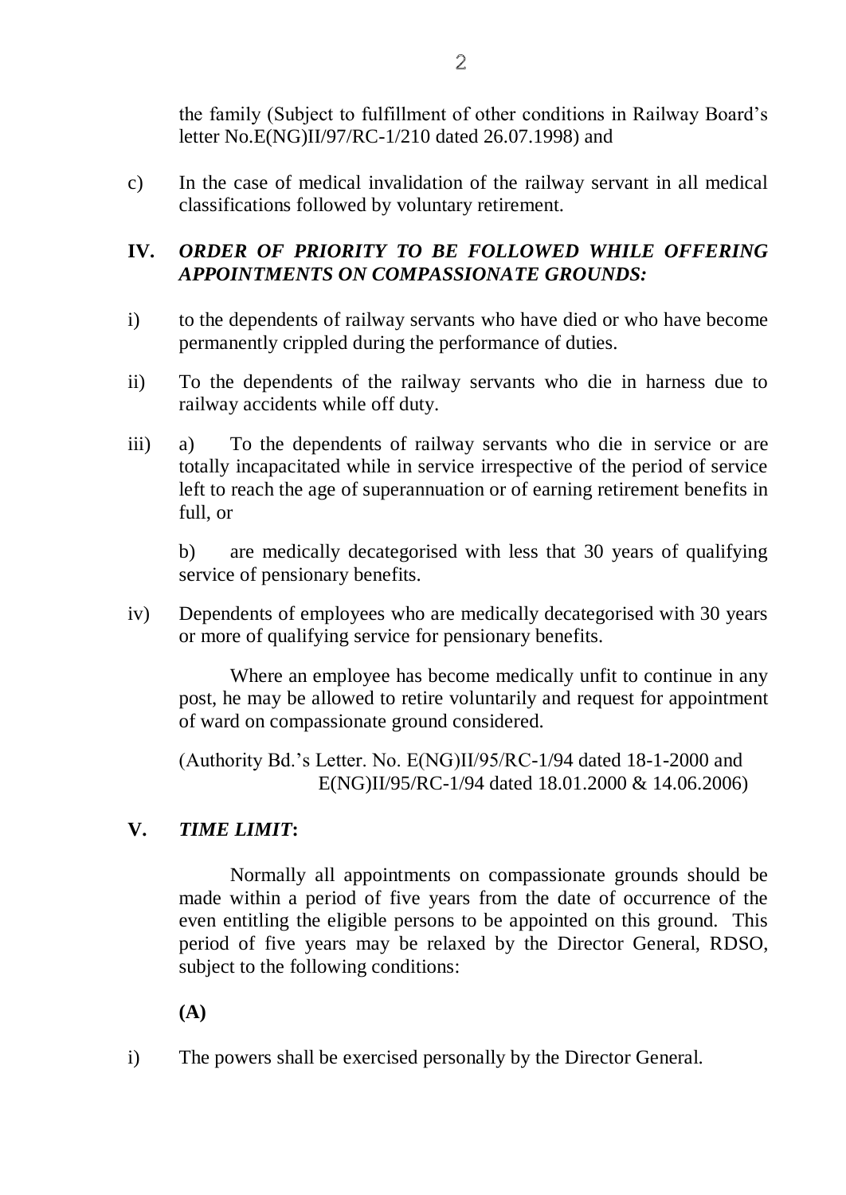the family (Subject to fulfillment of other conditions in Railway Board's letter No.E(NG)II/97/RC-1/210 dated 26.07.1998) and

c) In the case of medical invalidation of the railway servant in all medical classifications followed by voluntary retirement.

## IV. *ORDER OF PRIORITY TO BE FOLLOWED WHILE OFFERING APPOINTMENTS ON COMPASSIONATE GROUNDS:*

i) to the dependents of railway servants who have died or who have become permanently crippled during the performance of duties.

ii) To the dependents of the railway servants who die in harness due to railway accidents while off duty.

iii) a) To the dependents of railway servants who die in service or are totally incapacitated while in service irrespective of the period of service left to reach the age of superannuation or of earning retirement benefits in full, or

b) are medically decategorised with less that 30 years of qualifying service of pensionary benefits.

iv) Dependents of employees who are medically decategorised with 30 years or more of qualifying service for pensionary benefits.

Where an employee has become medically unfit to continue in any post, he may be allowed to retire voluntarily and request for appointment of ward on compassionate ground considered.

(Authority Bd.'s Letter. No. E(NG)II/95/RC-1/94 dated 18-1-2000 and E(NG)II/95/RC-1/94 dated 18.01.2000 & 14.06.2006)

## V. *TIME LIMIT*:

Normally all appointments on compassionate grounds should be made within a period of five years from the date of occurrence of the even entitling the eligible persons to be appointed on this ground. This period of five years may be relaxed by the Director General, RDSO, subject to the following conditions:

**(A)**

i) The powers shall be exercised personally by the Director General.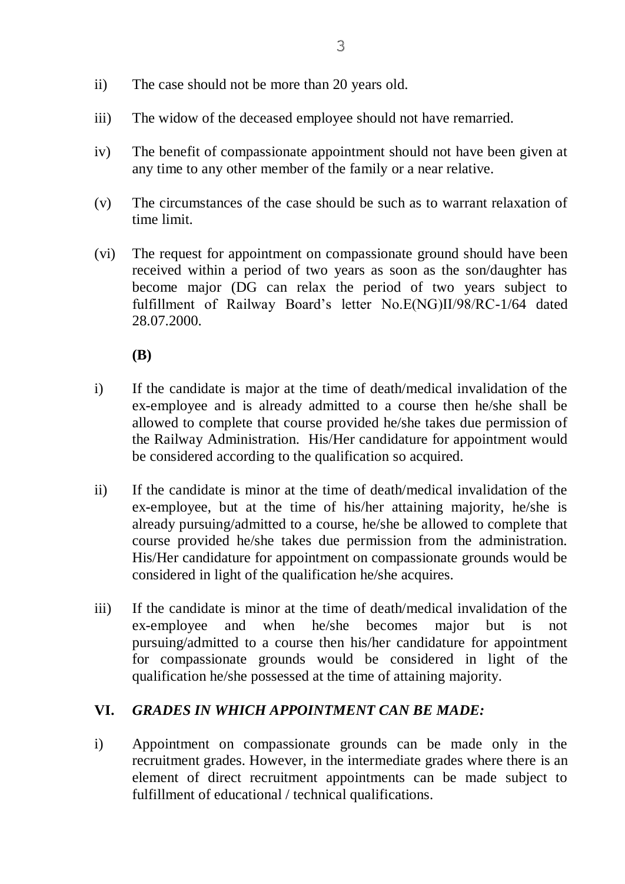ii) The case should not be more than 20 years old.

iii) The widow of the deceased employee should not have remarried.

iv) The benefit of compassionate appointment should not have been given at any time to any other member of the family or a near relative.

(v) The circumstances of the case should be such as to warrant relaxation of time limit.

(vi) The request for appointment on compassionate ground should have been received within a period of two years as soon as the son/daughter has become major (DG can relax the period of two years subject to fulfillment of Railway Board's letter No.E(NG)II/98/RC-1/64 dated 28.07.2000.

**(B)**

i) If the candidate is major at the time of death/medical invalidation of the ex-employee and is already admitted to a course then he/she shall be allowed to complete that course provided he/she takes due permission of the Railway Administration. His/Her candidature for appointment would be considered according to the qualification so acquired.

ii) If the candidate is minor at the time of death/medical invalidation of the ex-employee, but at the time of his/her attaining majority, he/she is already pursuing/admitted to a course, he/she be allowed to complete that course provided he/she takes due permission from the administration. His/Her candidature for appointment on compassionate grounds would be considered in light of the qualification he/she acquires.

iii) If the candidate is minor at the time of death/medical invalidation of the ex-employee and when he/she becomes major but is not pursuing/admitted to a course then his/her candidature for appointment for compassionate grounds would be considered in light of the qualification he/she possessed at the time of attaining majority.

## VI. *GRADES IN WHICH APPOINTMENT CAN BE MADE:*

i) Appointment on compassionate grounds can be made only in the recruitment grades. However, in the intermediate grades where there is an element of direct recruitment appointments can be made subject to fulfillment of educational / technical qualifications.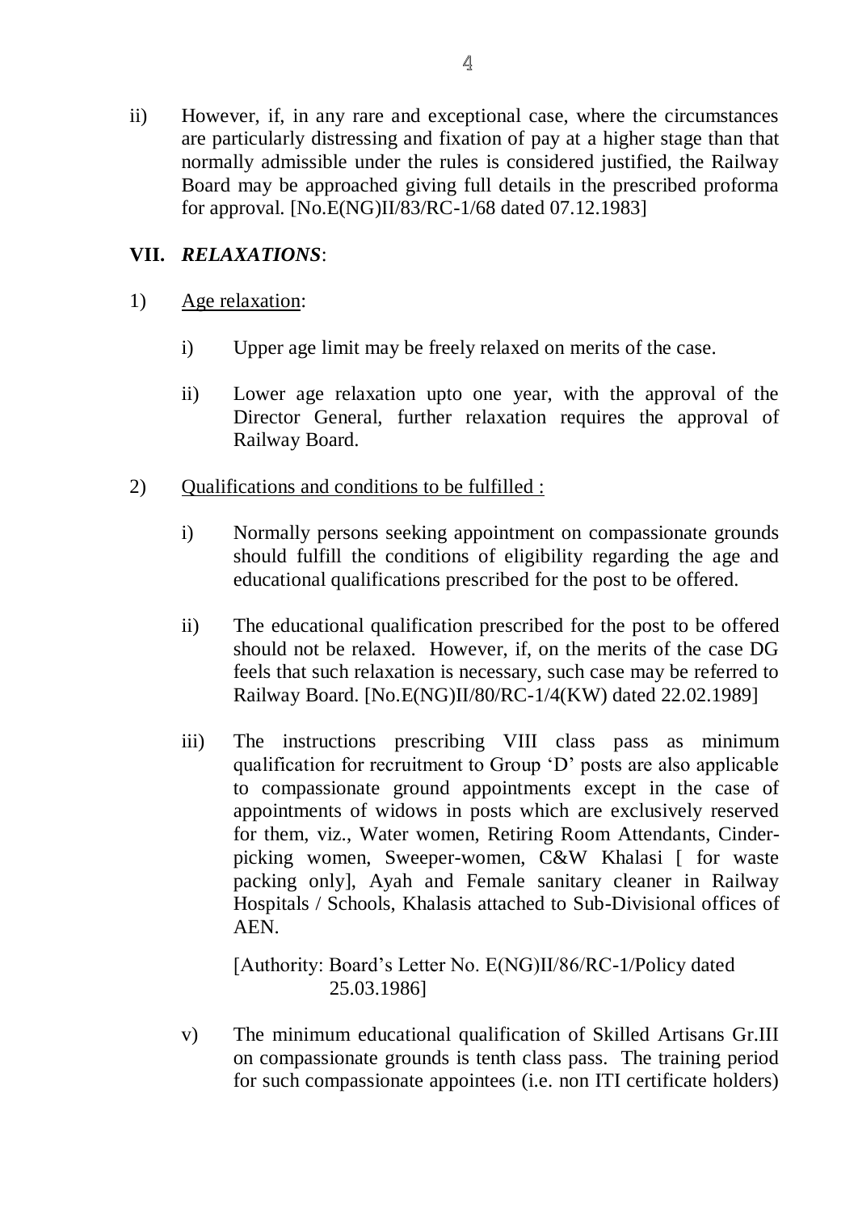ii) However, if, in any rare and exceptional case, where the circumstances are particularly distressing and fixation of pay at a higher stage than that normally admissible under the rules is considered justified, the Railway Board may be approached giving full details in the prescribed proforma for approval. [No.E(NG)II/83/RC-1/68 dated 07.12.1983]

## VII. *RELAXATIONS*:

1) Age relaxation:

   i) Upper age limit may be freely relaxed on merits of the case.

   ii) Lower age relaxation upto one year, with the approval of the Director General, further relaxation requires the approval of Railway Board.

2) Qualifications and conditions to be fulfilled :

   i) Normally persons seeking appointment on compassionate grounds should fulfill the conditions of eligibility regarding the age and educational qualifications prescribed for the post to be offered.

   ii) The educational qualification prescribed for the post to be offered should not be relaxed. However, if, on the merits of the case DG feels that such relaxation is necessary, such case may be referred to Railway Board. [No.E(NG)II/80/RC-1/4(KW) dated 22.02.1989]

   iii) The instructions prescribing VIII class pass as minimum qualification for recruitment to Group 'D' posts are also applicable to compassionate ground appointments except in the case of appointments of widows in posts which are exclusively reserved for them, viz., Water women, Retiring Room Attendants, Cinder-picking women, Sweeper-women, C&W Khalasi [ for waste packing only], Ayah and Female sanitary cleaner in Railway Hospitals / Schools, Khalasis attached to Sub-Divisional offices of AEN.

   [Authority: Board's Letter No. E(NG)II/86/RC-1/Policy dated 25.03.1986]

   v) The minimum educational qualification of Skilled Artisans Gr.III on compassionate grounds is tenth class pass. The training period for such compassionate appointees (i.e. non ITI certificate holders)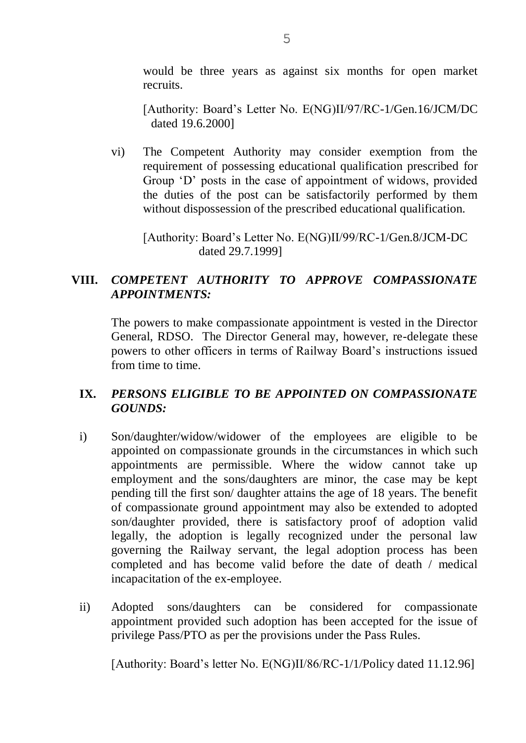would be three years as against six months for open market recruits.

[Authority: Board's Letter No. E(NG)II/97/RC-1/Gen.16/JCM/DC dated 19.6.2000]

vi) The Competent Authority may consider exemption from the requirement of possessing educational qualification prescribed for Group 'D' posts in the case of appointment of widows, provided the duties of the post can be satisfactorily performed by them without dispossession of the prescribed educational qualification.

[Authority: Board's Letter No. E(NG)II/99/RC-1/Gen.8/JCM-DC dated 29.7.1999]

## VIII. *COMPETENT AUTHORITY TO APPROVE COMPASSIONATE APPOINTMENTS:*

The powers to make compassionate appointment is vested in the Director General, RDSO. The Director General may, however, re-delegate these powers to other officers in terms of Railway Board's instructions issued from time to time.

## IX. *PERSONS ELIGIBLE TO BE APPOINTED ON COMPASSIONATE GOUNDS:*

i) Son/daughter/widow/widower of the employees are eligible to be appointed on compassionate grounds in the circumstances in which such appointments are permissible. Where the widow cannot take up employment and the sons/daughters are minor, the case may be kept pending till the first son/ daughter attains the age of 18 years. The benefit of compassionate ground appointment may also be extended to adopted son/daughter provided, there is satisfactory proof of adoption valid legally, the adoption is legally recognized under the personal law governing the Railway servant, the legal adoption process has been completed and has become valid before the date of death / medical incapacitation of the ex-employee.

ii) Adopted sons/daughters can be considered for compassionate appointment provided such adoption has been accepted for the issue of privilege Pass/PTO as per the provisions under the Pass Rules.

[Authority: Board's letter No. E(NG)II/86/RC-1/1/Policy dated 11.12.96]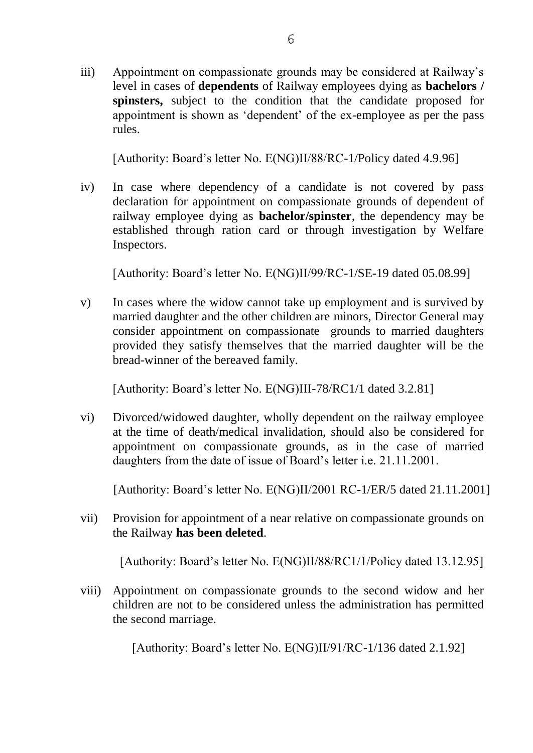iii) Appointment on compassionate grounds may be considered at Railway's level in cases of **dependents** of Railway employees dying as **bachelors / spinsters,** subject to the condition that the candidate proposed for appointment is shown as 'dependent' of the ex-employee as per the pass rules.

[Authority: Board's letter No. E(NG)II/88/RC-1/Policy dated 4.9.96]

iv) In case where dependency of a candidate is not covered by pass declaration for appointment on compassionate grounds of dependent of railway employee dying as **bachelor/spinster**, the dependency may be established through ration card or through investigation by Welfare Inspectors.

[Authority: Board's letter No. E(NG)II/99/RC-1/SE-19 dated 05.08.99]

v) In cases where the widow cannot take up employment and is survived by married daughter and the other children are minors, Director General may consider appointment on compassionate grounds to married daughters provided they satisfy themselves that the married daughter will be the bread-winner of the bereaved family.

[Authority: Board's letter No. E(NG)III-78/RC1/1 dated 3.2.81]

vi) Divorced/widowed daughter, wholly dependent on the railway employee at the time of death/medical invalidation, should also be considered for appointment on compassionate grounds, as in the case of married daughters from the date of issue of Board's letter i.e. 21.11.2001.

[Authority: Board's letter No. E(NG)II/2001 RC-1/ER/5 dated 21.11.2001]

vii) Provision for appointment of a near relative on compassionate grounds on the Railway **has been deleted**.

[Authority: Board's letter No. E(NG)II/88/RC1/1/Policy dated 13.12.95]

viii) Appointment on compassionate grounds to the second widow and her children are not to be considered unless the administration has permitted the second marriage.

[Authority: Board's letter No. E(NG)II/91/RC-1/136 dated 2.1.92]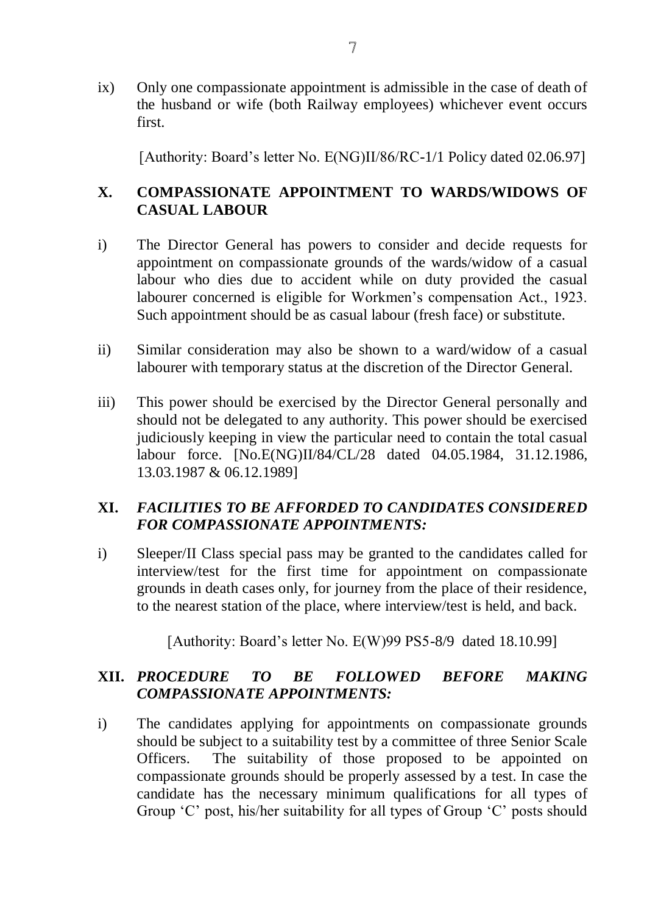ix) Only one compassionate appointment is admissible in the case of death of the husband or wife (both Railway employees) whichever event occurs first.

[Authority: Board's letter No. E(NG)II/86/RC-1/1 Policy dated 02.06.97]

## X. COMPASSIONATE APPOINTMENT TO WARDS/WIDOWS OF CASUAL LABOUR

i) The Director General has powers to consider and decide requests for appointment on compassionate grounds of the wards/widow of a casual labour who dies due to accident while on duty provided the casual labourer concerned is eligible for Workmen's compensation Act., 1923. Such appointment should be as casual labour (fresh face) or substitute.

ii) Similar consideration may also be shown to a ward/widow of a casual labourer with temporary status at the discretion of the Director General.

iii) This power should be exercised by the Director General personally and should not be delegated to any authority. This power should be exercised judiciously keeping in view the particular need to contain the total casual labour force. [No.E(NG)II/84/CL/28 dated 04.05.1984, 31.12.1986, 13.03.1987 & 06.12.1989]

## XI. *FACILITIES TO BE AFFORDED TO CANDIDATES CONSIDERED FOR COMPASSIONATE APPOINTMENTS:*

i) Sleeper/II Class special pass may be granted to the candidates called for interview/test for the first time for appointment on compassionate grounds in death cases only, for journey from the place of their residence, to the nearest station of the place, where interview/test is held, and back.

[Authority: Board's letter No. E(W)99 PS5-8/9 dated 18.10.99]

## XII. *PROCEDURE TO BE FOLLOWED BEFORE MAKING COMPASSIONATE APPOINTMENTS:*

i) The candidates applying for appointments on compassionate grounds should be subject to a suitability test by a committee of three Senior Scale Officers. The suitability of those proposed to be appointed on compassionate grounds should be properly assessed by a test. In case the candidate has the necessary minimum qualifications for all types of Group 'C' post, his/her suitability for all types of Group 'C' posts should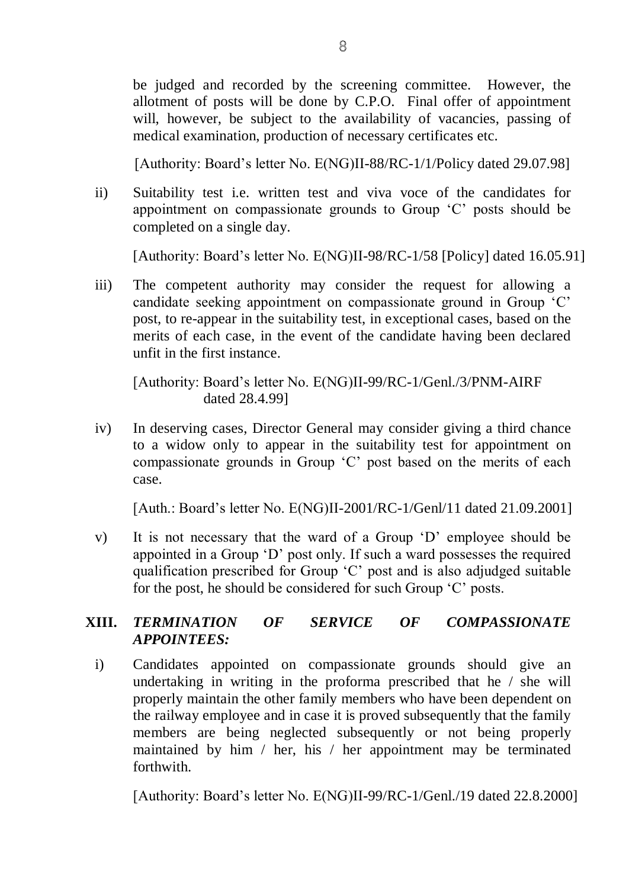be judged and recorded by the screening committee. However, the allotment of posts will be done by C.P.O. Final offer of appointment will, however, be subject to the availability of vacancies, passing of medical examination, production of necessary certificates etc.

[Authority: Board's letter No. E(NG)II-88/RC-1/1/Policy dated 29.07.98]

ii) Suitability test i.e. written test and viva voce of the candidates for appointment on compassionate grounds to Group 'C' posts should be completed on a single day.

[Authority: Board's letter No. E(NG)II-98/RC-1/58 [Policy] dated 16.05.91]

iii) The competent authority may consider the request for allowing a candidate seeking appointment on compassionate ground in Group 'C' post, to re-appear in the suitability test, in exceptional cases, based on the merits of each case, in the event of the candidate having been declared unfit in the first instance.

[Authority: Board's letter No. E(NG)II-99/RC-1/Genl./3/PNM-AIRF dated 28.4.99]

iv) In deserving cases, Director General may consider giving a third chance to a widow only to appear in the suitability test for appointment on compassionate grounds in Group 'C' post based on the merits of each case.

[Auth.: Board's letter No. E(NG)II-2001/RC-1/Genl/11 dated 21.09.2001]

v) It is not necessary that the ward of a Group 'D' employee should be appointed in a Group 'D' post only. If such a ward possesses the required qualification prescribed for Group 'C' post and is also adjudged suitable for the post, he should be considered for such Group 'C' posts.

## XIII. *TERMINATION OF SERVICE OF COMPASSIONATE APPOINTEES:*

i) Candidates appointed on compassionate grounds should give an undertaking in writing in the proforma prescribed that he / she will properly maintain the other family members who have been dependent on the railway employee and in case it is proved subsequently that the family members are being neglected subsequently or not being properly maintained by him / her, his / her appointment may be terminated forthwith.

[Authority: Board's letter No. E(NG)II-99/RC-1/Genl./19 dated 22.8.2000]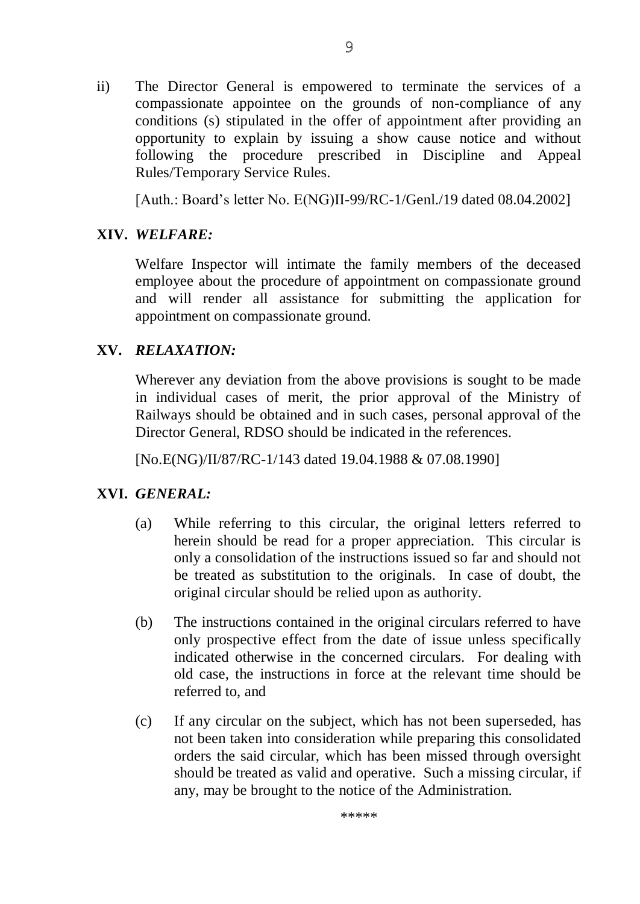ii) The Director General is empowered to terminate the services of a compassionate appointee on the grounds of non-compliance of any conditions (s) stipulated in the offer of appointment after providing an opportunity to explain by issuing a show cause notice and without following the procedure prescribed in Discipline and Appeal Rules/Temporary Service Rules.

[Auth.: Board's letter No. E(NG)II-99/RC-1/Genl./19 dated 08.04.2002]

## XIV. *WELFARE:*

Welfare Inspector will intimate the family members of the deceased employee about the procedure of appointment on compassionate ground and will render all assistance for submitting the application for appointment on compassionate ground.

## XV. *RELAXATION:*

Wherever any deviation from the above provisions is sought to be made in individual cases of merit, the prior approval of the Ministry of Railways should be obtained and in such cases, personal approval of the Director General, RDSO should be indicated in the references.

[No.E(NG)/II/87/RC-1/143 dated 19.04.1988 & 07.08.1990]

## XVI. *GENERAL:*

(a) While referring to this circular, the original letters referred to herein should be read for a proper appreciation. This circular is only a consolidation of the instructions issued so far and should not be treated as substitution to the originals. In case of doubt, the original circular should be relied upon as authority.

(b) The instructions contained in the original circulars referred to have only prospective effect from the date of issue unless specifically indicated otherwise in the concerned circulars. For dealing with old case, the instructions in force at the relevant time should be referred to, and

(c) If any circular on the subject, which has not been superseded, has not been taken into consideration while preparing this consolidated orders the said circular, which has been missed through oversight should be treated as valid and operative. Such a missing circular, if any, may be brought to the notice of the Administration.

*****